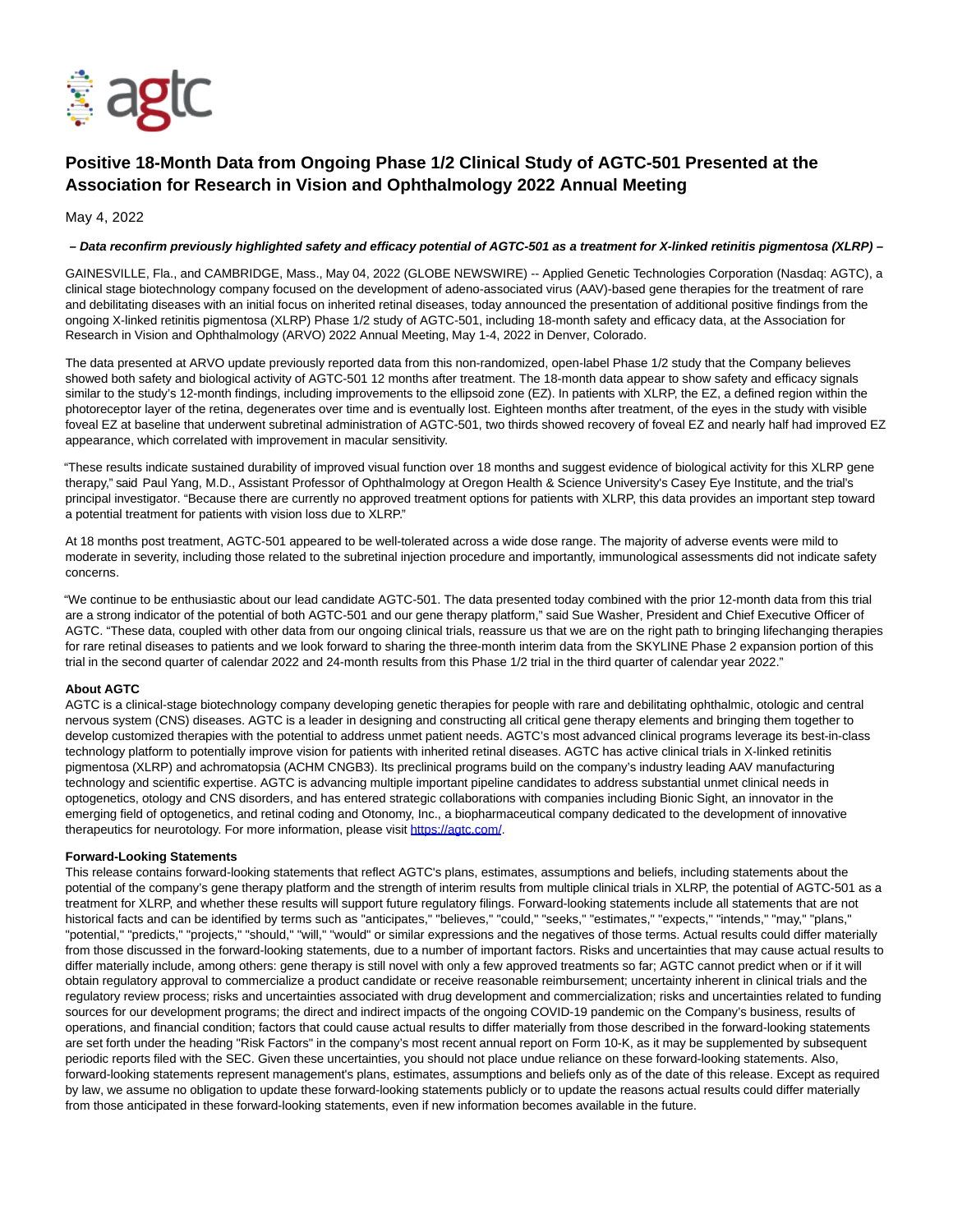# Positive 18-Month Data from Ongoing Phase 1/2 Clinical Study of AGTC-501 Presented at the Association for Research in Vision and Ophthalmology 2022 Annual Meeting

May 4, 2022

***– Data reconfirm previously highlighted safety and efficacy potential of AGTC-501 as a treatment for X-linked retinitis pigmentosa (XLRP) –***

GAINESVILLE, Fla., and CAMBRIDGE, Mass., May 04, 2022 (GLOBE NEWSWIRE) -- Applied Genetic Technologies Corporation (Nasdaq: AGTC), a clinical stage biotechnology company focused on the development of adeno-associated virus (AAV)-based gene therapies for the treatment of rare and debilitating diseases with an initial focus on inherited retinal diseases, today announced the presentation of additional positive findings from the ongoing X-linked retinitis pigmentosa (XLRP) Phase 1/2 study of AGTC-501, including 18-month safety and efficacy data, at the Association for Research in Vision and Ophthalmology (ARVO) 2022 Annual Meeting, May 1-4, 2022 in Denver, Colorado.

The data presented at ARVO update previously reported data from this non-randomized, open-label Phase 1/2 study that the Company believes showed both safety and biological activity of AGTC-501 12 months after treatment. The 18-month data appear to show safety and efficacy signals similar to the study's 12-month findings, including improvements to the ellipsoid zone (EZ). In patients with XLRP, the EZ, a defined region within the photoreceptor layer of the retina, degenerates over time and is eventually lost. Eighteen months after treatment, of the eyes in the study with visible foveal EZ at baseline that underwent subretinal administration of AGTC-501, two thirds showed recovery of foveal EZ and nearly half had improved EZ appearance, which correlated with improvement in macular sensitivity.

"These results indicate sustained durability of improved visual function over 18 months and suggest evidence of biological activity for this XLRP gene therapy," said Paul Yang, M.D., Assistant Professor of Ophthalmology at Oregon Health & Science University's Casey Eye Institute, and the trial's principal investigator. "Because there are currently no approved treatment options for patients with XLRP, this data provides an important step toward a potential treatment for patients with vision loss due to XLRP."

At 18 months post treatment, AGTC-501 appeared to be well-tolerated across a wide dose range. The majority of adverse events were mild to moderate in severity, including those related to the subretinal injection procedure and importantly, immunological assessments did not indicate safety concerns.

"We continue to be enthusiastic about our lead candidate AGTC-501. The data presented today combined with the prior 12-month data from this trial are a strong indicator of the potential of both AGTC-501 and our gene therapy platform," said Sue Washer, President and Chief Executive Officer of AGTC. "These data, coupled with other data from our ongoing clinical trials, reassure us that we are on the right path to bringing lifechanging therapies for rare retinal diseases to patients and we look forward to sharing the three-month interim data from the SKYLINE Phase 2 expansion portion of this trial in the second quarter of calendar 2022 and 24-month results from this Phase 1/2 trial in the third quarter of calendar year 2022."

**About AGTC**

AGTC is a clinical-stage biotechnology company developing genetic therapies for people with rare and debilitating ophthalmic, otologic and central nervous system (CNS) diseases. AGTC is a leader in designing and constructing all critical gene therapy elements and bringing them together to develop customized therapies with the potential to address unmet patient needs. AGTC's most advanced clinical programs leverage its best-in-class technology platform to potentially improve vision for patients with inherited retinal diseases. AGTC has active clinical trials in X-linked retinitis pigmentosa (XLRP) and achromatopsia (ACHM CNGB3). Its preclinical programs build on the company's industry leading AAV manufacturing technology and scientific expertise. AGTC is advancing multiple important pipeline candidates to address substantial unmet clinical needs in optogenetics, otology and CNS disorders, and has entered strategic collaborations with companies including Bionic Sight, an innovator in the emerging field of optogenetics, and retinal coding and Otonomy, Inc., a biopharmaceutical company dedicated to the development of innovative therapeutics for neurotology. For more information, please visit https://agtc.com/.

**Forward-Looking Statements**

This release contains forward-looking statements that reflect AGTC's plans, estimates, assumptions and beliefs, including statements about the potential of the company's gene therapy platform and the strength of interim results from multiple clinical trials in XLRP, the potential of AGTC-501 as a treatment for XLRP, and whether these results will support future regulatory filings. Forward-looking statements include all statements that are not historical facts and can be identified by terms such as "anticipates," "believes," "could," "seeks," "estimates," "expects," "intends," "may," "plans," "potential," "predicts," "projects," "should," "will," "would" or similar expressions and the negatives of those terms. Actual results could differ materially from those discussed in the forward-looking statements, due to a number of important factors. Risks and uncertainties that may cause actual results to differ materially include, among others: gene therapy is still novel with only a few approved treatments so far; AGTC cannot predict when or if it will obtain regulatory approval to commercialize a product candidate or receive reasonable reimbursement; uncertainty inherent in clinical trials and the regulatory review process; risks and uncertainties associated with drug development and commercialization; risks and uncertainties related to funding sources for our development programs; the direct and indirect impacts of the ongoing COVID-19 pandemic on the Company's business, results of operations, and financial condition; factors that could cause actual results to differ materially from those described in the forward-looking statements are set forth under the heading "Risk Factors" in the company's most recent annual report on Form 10-K, as it may be supplemented by subsequent periodic reports filed with the SEC. Given these uncertainties, you should not place undue reliance on these forward-looking statements. Also, forward-looking statements represent management's plans, estimates, assumptions and beliefs only as of the date of this release. Except as required by law, we assume no obligation to update these forward-looking statements publicly or to update the reasons actual results could differ materially from those anticipated in these forward-looking statements, even if new information becomes available in the future.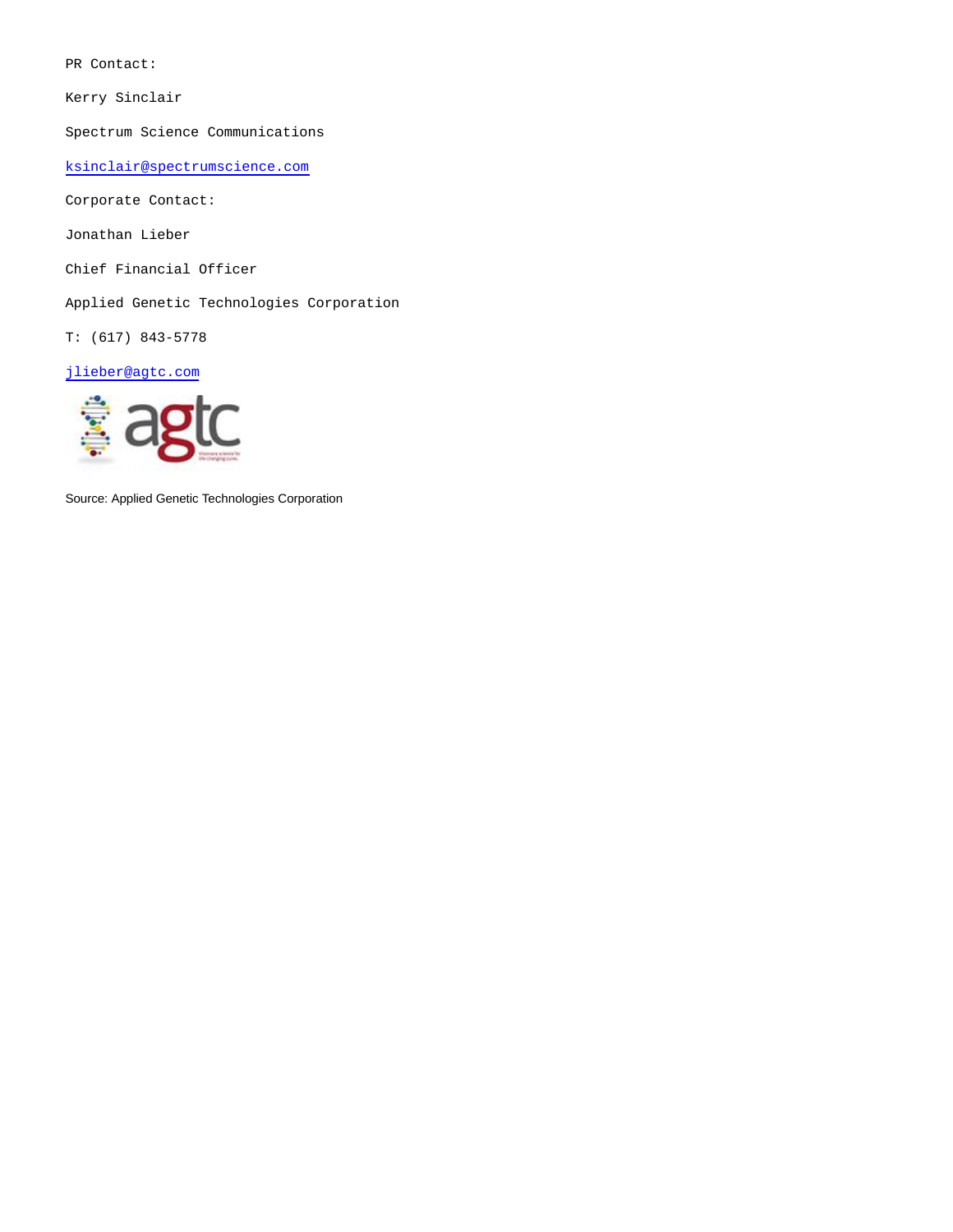PR Contact:

Kerry Sinclair

Spectrum Science Communications

ksinclair@spectrumscience.com

Corporate Contact:

Jonathan Lieber

Chief Financial Officer

Applied Genetic Technologies Corporation

T: (617) 843-5778

jlieber@agtc.com

Source: Applied Genetic Technologies Corporation